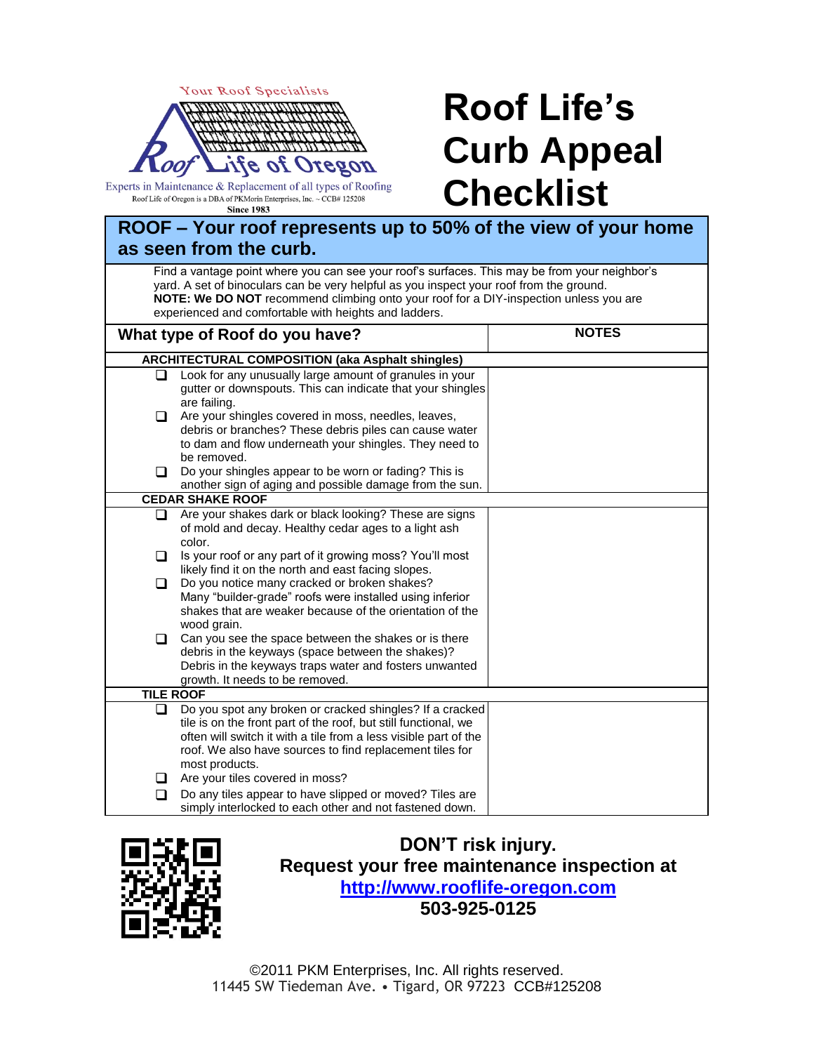Your Roof Specialists

Roof Life of Oregon

Experts in Maintenance & Replacement of all types of Roofing

Roof Life of Oregon is a DBA of PKMorin Enterprises, Inc. ~ CCB# 125208

Since 1983

# Roof Life's Curb Appeal Checklist

## ROOF – Your roof represents up to 50% of the view of your home as seen from the curb.

Find a vantage point where you can see your roof's surfaces. This may be from your neighbor's yard. A set of binoculars can be very helpful as you inspect your roof from the ground.
**NOTE: We DO NOT** recommend climbing onto your roof for a DIY-inspection unless you are experienced and comfortable with heights and ladders.

| What type of Roof do you have? | NOTES |
|---|---|
| **ARCHITECTURAL COMPOSITION (aka Asphalt shingles)** | |
| ☐ Look for any unusually large amount of granules in your gutter or downspouts. This can indicate that your shingles are failing.<br>☐ Are your shingles covered in moss, needles, leaves, debris or branches? These debris piles can cause water to dam and flow underneath your shingles. They need to be removed.<br>☐ Do your shingles appear to be worn or fading? This is another sign of aging and possible damage from the sun. | |
| **CEDAR SHAKE ROOF** | |
| ☐ Are your shakes dark or black looking? These are signs of mold and decay. Healthy cedar ages to a light ash color.<br>☐ Is your roof or any part of it growing moss? You'll most likely find it on the north and east facing slopes.<br>☐ Do you notice many cracked or broken shakes? Many "builder-grade" roofs were installed using inferior shakes that are weaker because of the orientation of the wood grain.<br>☐ Can you see the space between the shakes or is there debris in the keyways (space between the shakes)? Debris in the keyways traps water and fosters unwanted growth. It needs to be removed. | |
| **TILE ROOF** | |
| ☐ Do you spot any broken or cracked shingles? If a cracked tile is on the front part of the roof, but still functional, we often will switch it with a tile from a less visible part of the roof. We also have sources to find replacement tiles for most products.<br>☐ Are your tiles covered in moss?<br>☐ Do any tiles appear to have slipped or moved? Tiles are simply interlocked to each other and not fastened down. | |

**DON'T risk injury.**
**Request your free maintenance inspection at**
**http://www.rooflife-oregon.com**
**503-925-0125**

©2011 PKM Enterprises, Inc. All rights reserved.
11445 SW Tiedeman Ave. • Tigard, OR 97223 CCB#125208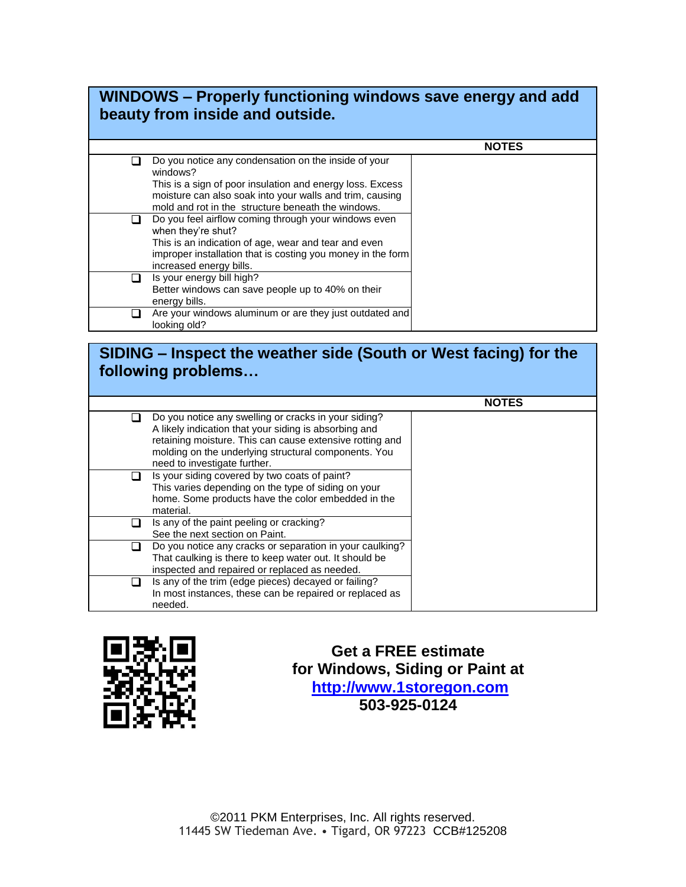## WINDOWS – Properly functioning windows save energy and add beauty from inside and outside.

| | | NOTES |
|---|---|---|
| ❑ | Do you notice any condensation on the inside of your windows?<br>This is a sign of poor insulation and energy loss. Excess moisture can also soak into your walls and trim, causing mold and rot in the structure beneath the windows. | |
| ❑ | Do you feel airflow coming through your windows even when they're shut?<br>This is an indication of age, wear and tear and even improper installation that is costing you money in the form increased energy bills. | |
| ❑ | Is your energy bill high?<br>Better windows can save people up to 40% on their energy bills. | |
| ❑ | Are your windows aluminum or are they just outdated and looking old? | |

## SIDING – Inspect the weather side (South or West facing) for the following problems…

| | | NOTES |
|---|---|---|
| ❑ | Do you notice any swelling or cracks in your siding?<br>A likely indication that your siding is absorbing and retaining moisture. This can cause extensive rotting and molding on the underlying structural components. You need to investigate further. | |
| ❑ | Is your siding covered by two coats of paint?<br>This varies depending on the type of siding on your home. Some products have the color embedded in the material. | |
| ❑ | Is any of the paint peeling or cracking?<br>See the next section on Paint. | |
| ❑ | Do you notice any cracks or separation in your caulking?<br>That caulking is there to keep water out. It should be inspected and repaired or replaced as needed. | |
| ❑ | Is any of the trim (edge pieces) decayed or failing?<br>In most instances, these can be repaired or replaced as needed. | |

**Get a FREE estimate**
**for Windows, Siding or Paint at**
**[http://www.1storegon.com](http://www.1storegon.com)**
**503-925-0124**

©2011 PKM Enterprises, Inc. All rights reserved.
11445 SW Tiedeman Ave. • Tigard, OR 97223 CCB#125208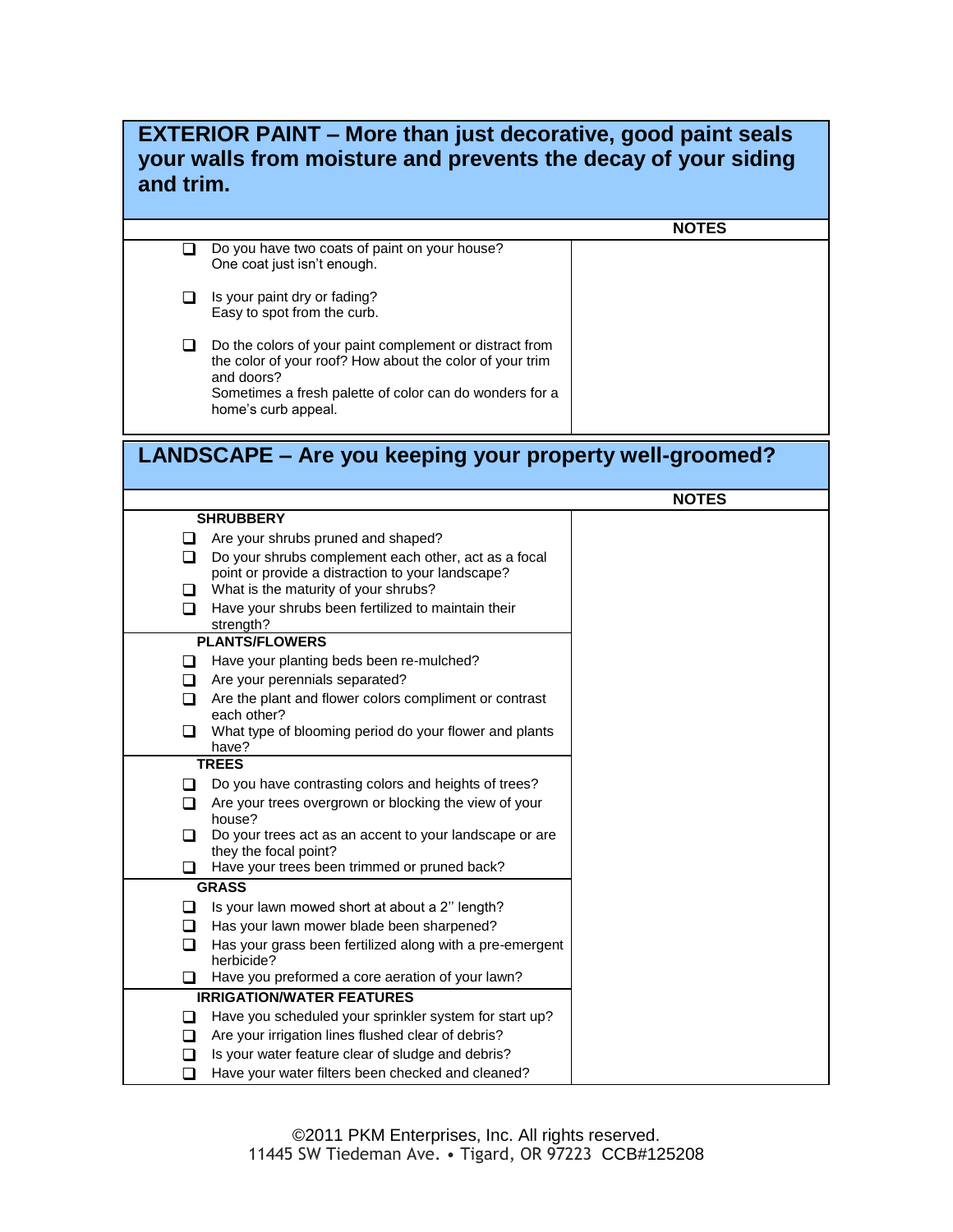## EXTERIOR PAINT – More than just decorative, good paint seals your walls from moisture and prevents the decay of your siding and trim.

| | NOTES |
|---|---|
| ❑ Do you have two coats of paint on your house? One coat just isn't enough.<br><br>❑ Is your paint dry or fading? Easy to spot from the curb.<br><br>❑ Do the colors of your paint complement or distract from the color of your roof? How about the color of your trim and doors? Sometimes a fresh palette of color can do wonders for a home's curb appeal. | |

## LANDSCAPE – Are you keeping your property well-groomed?

| | NOTES |
|---|---|
| **SHRUBBERY**<br>❑ Are your shrubs pruned and shaped?<br>❑ Do your shrubs complement each other, act as a focal point or provide a distraction to your landscape?<br>❑ What is the maturity of your shrubs?<br>❑ Have your shrubs been fertilized to maintain their strength? | |
| **PLANTS/FLOWERS**<br>❑ Have your planting beds been re-mulched?<br>❑ Are your perennials separated?<br>❑ Are the plant and flower colors compliment or contrast each other?<br>❑ What type of blooming period do your flower and plants have? | |
| **TREES**<br>❑ Do you have contrasting colors and heights of trees?<br>❑ Are your trees overgrown or blocking the view of your house?<br>❑ Do your trees act as an accent to your landscape or are they the focal point?<br>❑ Have your trees been trimmed or pruned back? | |
| **GRASS**<br>❑ Is your lawn mowed short at about a 2'' length?<br>❑ Has your lawn mower blade been sharpened?<br>❑ Has your grass been fertilized along with a pre-emergent herbicide?<br>❑ Have you preformed a core aeration of your lawn? | |
| **IRRIGATION/WATER FEATURES**<br>❑ Have you scheduled your sprinkler system for start up?<br>❑ Are your irrigation lines flushed clear of debris?<br>❑ Is your water feature clear of sludge and debris?<br>❑ Have your water filters been checked and cleaned? | |

©2011 PKM Enterprises, Inc. All rights reserved.
11445 SW Tiedeman Ave. • Tigard, OR 97223 CCB#125208